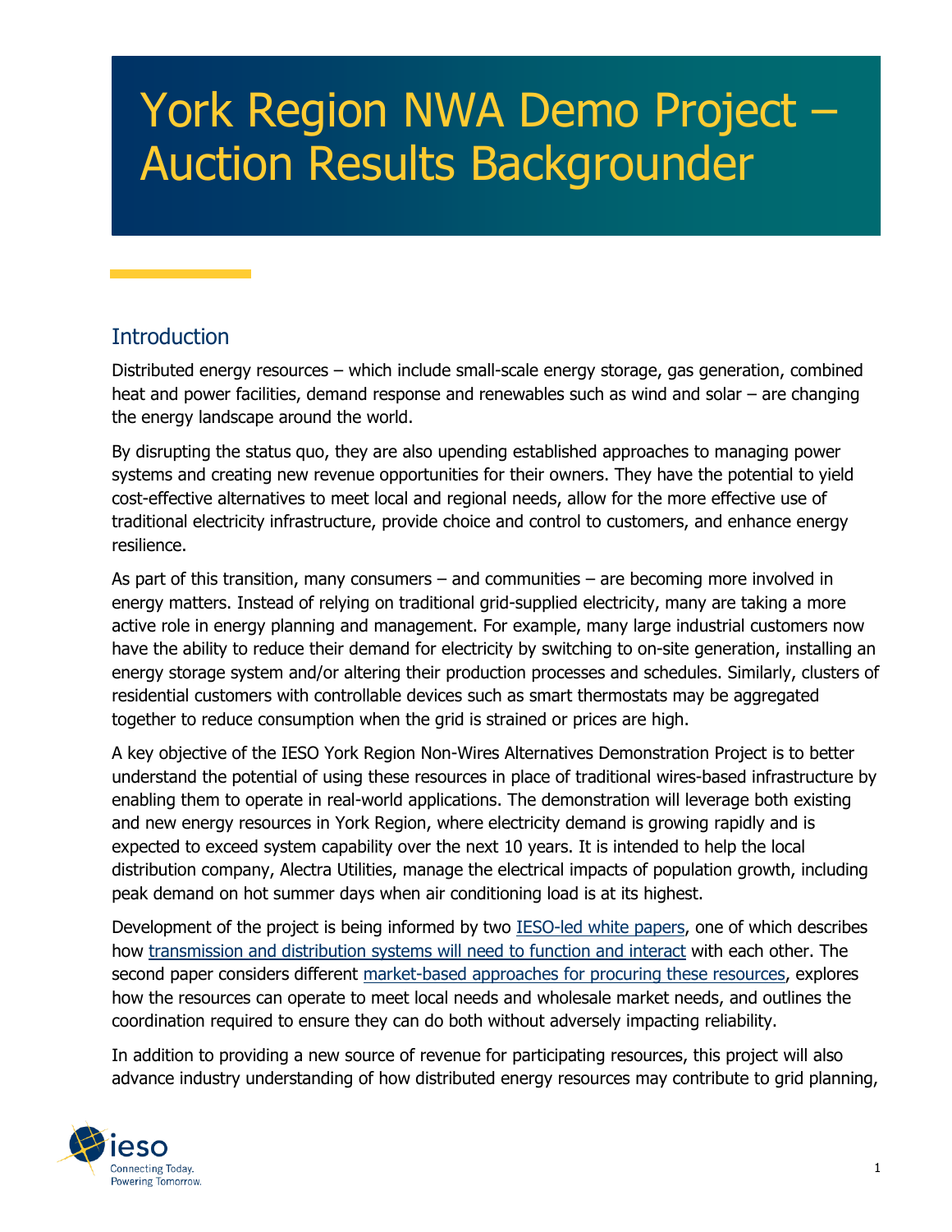# York Region NWA Demo Project – Auction Results Backgrounder

## Introduction

Distributed energy resources – which include small-scale energy storage, gas generation, combined heat and power facilities, demand response and renewables such as wind and solar – are changing the energy landscape around the world.

By disrupting the status quo, they are also upending established approaches to managing power systems and creating new revenue opportunities for their owners. They have the potential to yield cost-effective alternatives to meet local and regional needs, allow for the more effective use of traditional electricity infrastructure, provide choice and control to customers, and enhance energy resilience.

As part of this transition, many consumers – and communities – are becoming more involved in energy matters. Instead of relying on traditional grid-supplied electricity, many are taking a more active role in energy planning and management. For example, many large industrial customers now have the ability to reduce their demand for electricity by switching to on-site generation, installing an energy storage system and/or altering their production processes and schedules. Similarly, clusters of residential customers with controllable devices such as smart thermostats may be aggregated together to reduce consumption when the grid is strained or prices are high.

A key objective of the IESO York Region Non-Wires Alternatives Demonstration Project is to better understand the potential of using these resources in place of traditional wires-based infrastructure by enabling them to operate in real-world applications. The demonstration will leverage both existing and new energy resources in York Region, where electricity demand is growing rapidly and is expected to exceed system capability over the next 10 years. It is intended to help the local distribution company, Alectra Utilities, manage the electrical impacts of population growth, including peak demand on hot summer days when air conditioning load is at its highest.

Development of the project is being informed by two IESO-led white papers, one of which describes how transmission and distribution systems will need to function and interact with each other. The second paper considers different market-based approaches for procuring these resources, explores how the resources can operate to meet local needs and wholesale market needs, and outlines the coordination required to ensure they can do both without adversely impacting reliability.

In addition to providing a new source of revenue for participating resources, this project will also advance industry understanding of how distributed energy resources may contribute to grid planning,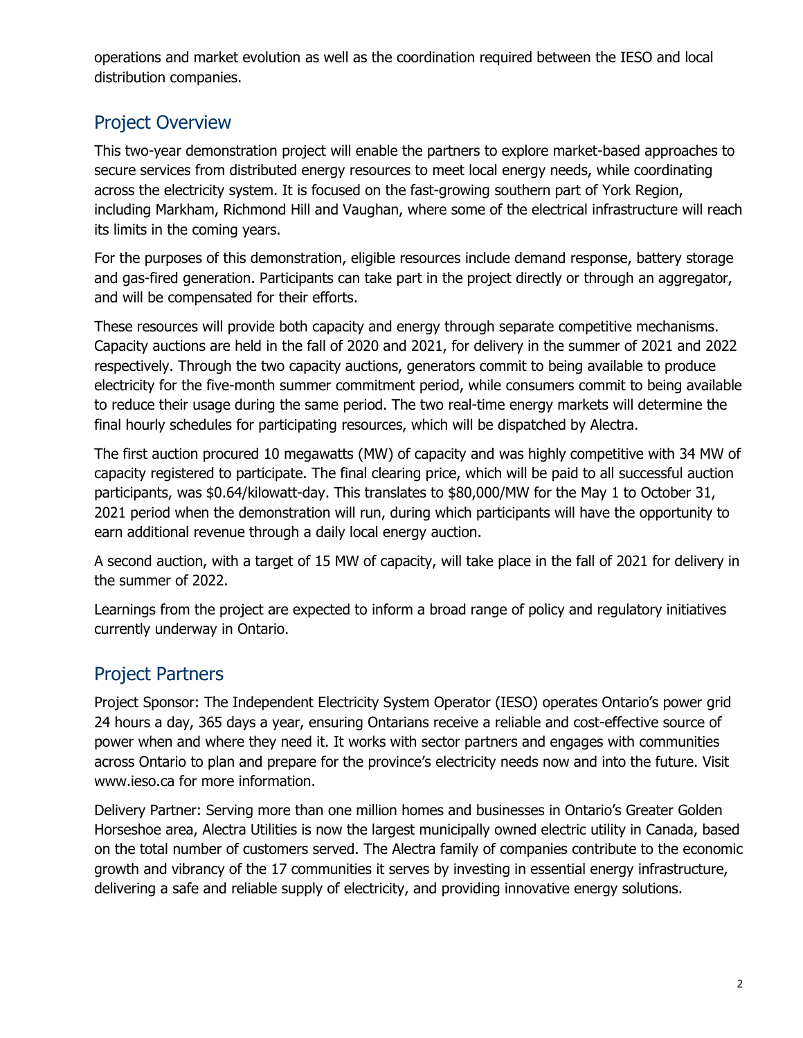operations and market evolution as well as the coordination required between the IESO and local distribution companies.

## Project Overview

This two-year demonstration project will enable the partners to explore market-based approaches to secure services from distributed energy resources to meet local energy needs, while coordinating across the electricity system. It is focused on the fast-growing southern part of York Region, including Markham, Richmond Hill and Vaughan, where some of the electrical infrastructure will reach its limits in the coming years.

For the purposes of this demonstration, eligible resources include demand response, battery storage and gas-fired generation. Participants can take part in the project directly or through an aggregator, and will be compensated for their efforts.

These resources will provide both capacity and energy through separate competitive mechanisms. Capacity auctions are held in the fall of 2020 and 2021, for delivery in the summer of 2021 and 2022 respectively. Through the two capacity auctions, generators commit to being available to produce electricity for the five-month summer commitment period, while consumers commit to being available to reduce their usage during the same period. The two real-time energy markets will determine the final hourly schedules for participating resources, which will be dispatched by Alectra.

The first auction procured 10 megawatts (MW) of capacity and was highly competitive with 34 MW of capacity registered to participate. The final clearing price, which will be paid to all successful auction participants, was $0.64/kilowatt-day. This translates to $80,000/MW for the May 1 to October 31, 2021 period when the demonstration will run, during which participants will have the opportunity to earn additional revenue through a daily local energy auction.

A second auction, with a target of 15 MW of capacity, will take place in the fall of 2021 for delivery in the summer of 2022.

Learnings from the project are expected to inform a broad range of policy and regulatory initiatives currently underway in Ontario.

## Project Partners

Project Sponsor: The Independent Electricity System Operator (IESO) operates Ontario's power grid 24 hours a day, 365 days a year, ensuring Ontarians receive a reliable and cost-effective source of power when and where they need it. It works with sector partners and engages with communities across Ontario to plan and prepare for the province's electricity needs now and into the future. Visit www.ieso.ca for more information.

Delivery Partner: Serving more than one million homes and businesses in Ontario's Greater Golden Horseshoe area, Alectra Utilities is now the largest municipally owned electric utility in Canada, based on the total number of customers served. The Alectra family of companies contribute to the economic growth and vibrancy of the 17 communities it serves by investing in essential energy infrastructure, delivering a safe and reliable supply of electricity, and providing innovative energy solutions.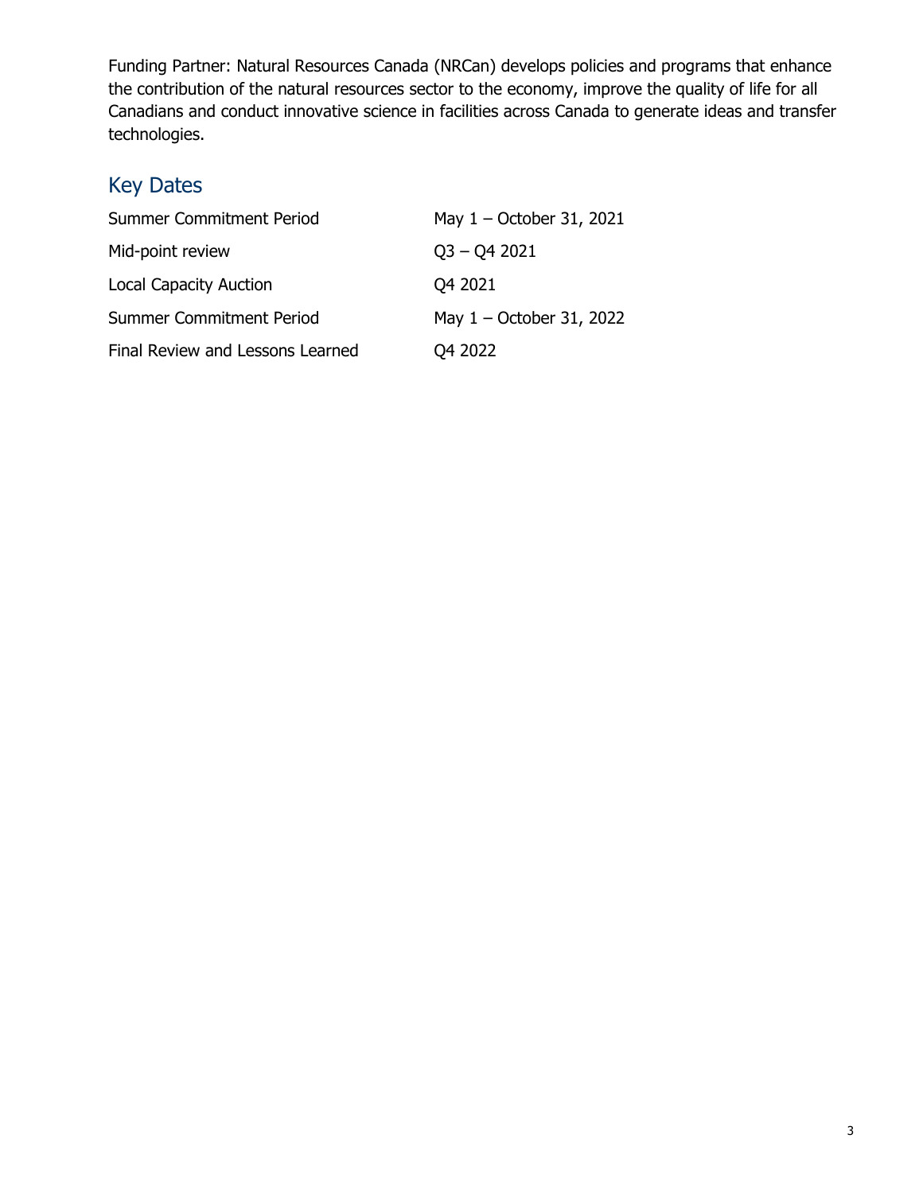Funding Partner: Natural Resources Canada (NRCan) develops policies and programs that enhance the contribution of the natural resources sector to the economy, improve the quality of life for all Canadians and conduct innovative science in facilities across Canada to generate ideas and transfer technologies.

## Key Dates

| | |
|---|---|
| Summer Commitment Period | May 1 – October 31, 2021 |
| Mid-point review | Q3 – Q4 2021 |
| Local Capacity Auction | Q4 2021 |
| Summer Commitment Period | May 1 – October 31, 2022 |
| Final Review and Lessons Learned | Q4 2022 |